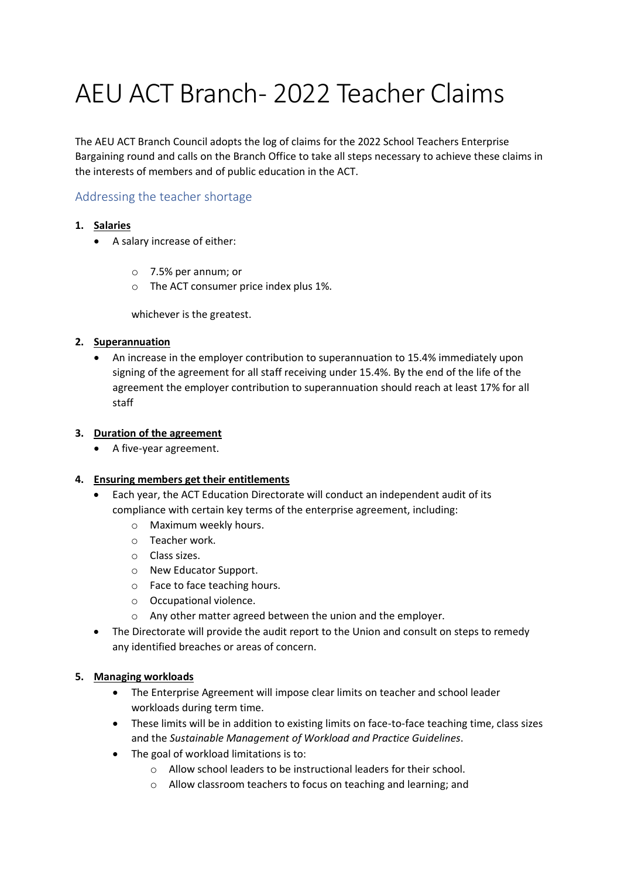# AEU ACT Branch- 2022 Teacher Claims

The AEU ACT Branch Council adopts the log of claims for the 2022 School Teachers Enterprise Bargaining round and calls on the Branch Office to take all steps necessary to achieve these claims in the interests of members and of public education in the ACT.

## Addressing the teacher shortage

1. **Salaries**
   - A salary increase of either:
     - 7.5% per annum; or
     - The ACT consumer price index plus 1%.

     whichever is the greatest.

2. **Superannuation**
   - An increase in the employer contribution to superannuation to 15.4% immediately upon signing of the agreement for all staff receiving under 15.4%. By the end of the life of the agreement the employer contribution to superannuation should reach at least 17% for all staff

3. **Duration of the agreement**
   - A five-year agreement.

4. **Ensuring members get their entitlements**
   - Each year, the ACT Education Directorate will conduct an independent audit of its compliance with certain key terms of the enterprise agreement, including:
     - Maximum weekly hours.
     - Teacher work.
     - Class sizes.
     - New Educator Support.
     - Face to face teaching hours.
     - Occupational violence.
     - Any other matter agreed between the union and the employer.
   - The Directorate will provide the audit report to the Union and consult on steps to remedy any identified breaches or areas of concern.

5. **Managing workloads**
   - The Enterprise Agreement will impose clear limits on teacher and school leader workloads during term time.
   - These limits will be in addition to existing limits on face-to-face teaching time, class sizes and the *Sustainable Management of Workload and Practice Guidelines*.
   - The goal of workload limitations is to:
     - Allow school leaders to be instructional leaders for their school.
     - Allow classroom teachers to focus on teaching and learning; and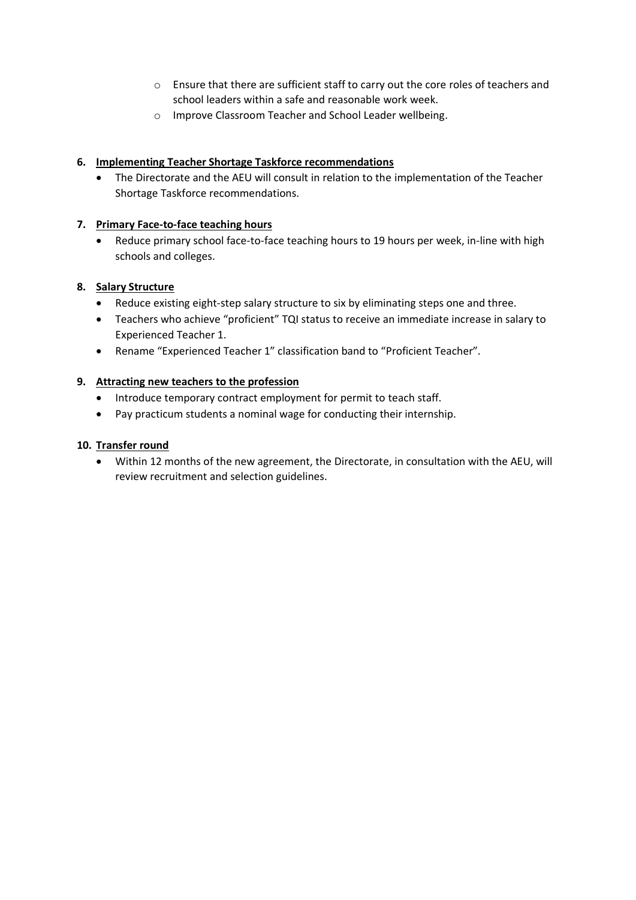- Ensure that there are sufficient staff to carry out the core roles of teachers and school leaders within a safe and reasonable work week.
  - Improve Classroom Teacher and School Leader wellbeing.

6. **Implementing Teacher Shortage Taskforce recommendations**
   - The Directorate and the AEU will consult in relation to the implementation of the Teacher Shortage Taskforce recommendations.

7. **Primary Face-to-face teaching hours**
   - Reduce primary school face-to-face teaching hours to 19 hours per week, in-line with high schools and colleges.

8. **Salary Structure**
   - Reduce existing eight-step salary structure to six by eliminating steps one and three.
   - Teachers who achieve "proficient" TQI status to receive an immediate increase in salary to Experienced Teacher 1.
   - Rename "Experienced Teacher 1" classification band to "Proficient Teacher".

9. **Attracting new teachers to the profession**
   - Introduce temporary contract employment for permit to teach staff.
   - Pay practicum students a nominal wage for conducting their internship.

10. **Transfer round**
    - Within 12 months of the new agreement, the Directorate, in consultation with the AEU, will review recruitment and selection guidelines.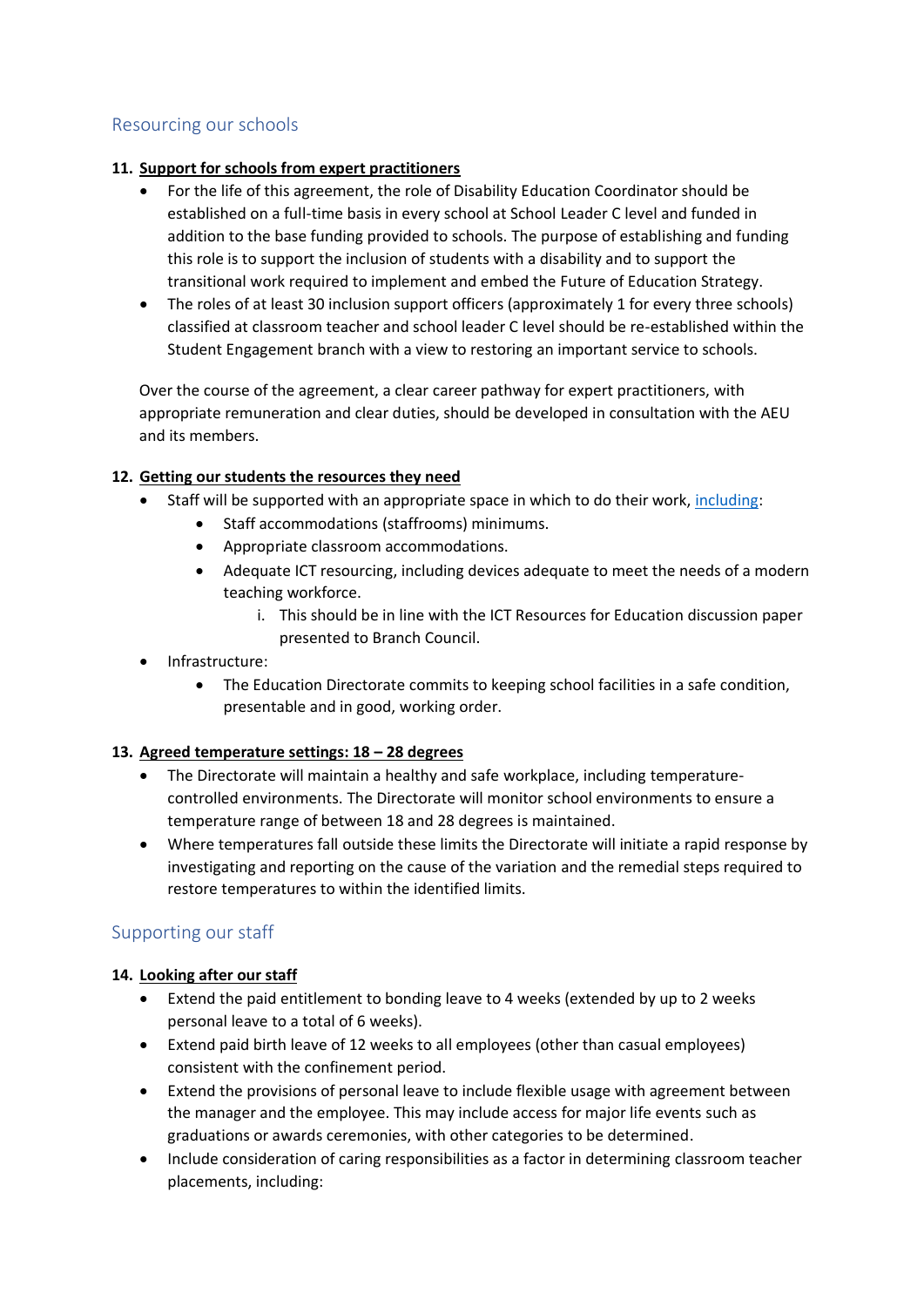## Resourcing our schools

**11. Support for schools from expert practitioners**

- For the life of this agreement, the role of Disability Education Coordinator should be established on a full-time basis in every school at School Leader C level and funded in addition to the base funding provided to schools. The purpose of establishing and funding this role is to support the inclusion of students with a disability and to support the transitional work required to implement and embed the Future of Education Strategy.
- The roles of at least 30 inclusion support officers (approximately 1 for every three schools) classified at classroom teacher and school leader C level should be re-established within the Student Engagement branch with a view to restoring an important service to schools.

Over the course of the agreement, a clear career pathway for expert practitioners, with appropriate remuneration and clear duties, should be developed in consultation with the AEU and its members.

**12. Getting our students the resources they need**

- Staff will be supported with an appropriate space in which to do their work, including:
  - Staff accommodations (staffrooms) minimums.
  - Appropriate classroom accommodations.
  - Adequate ICT resourcing, including devices adequate to meet the needs of a modern teaching workforce.
    1. This should be in line with the ICT Resources for Education discussion paper presented to Branch Council.
- Infrastructure:
  - The Education Directorate commits to keeping school facilities in a safe condition, presentable and in good, working order.

**13. Agreed temperature settings: 18 – 28 degrees**

- The Directorate will maintain a healthy and safe workplace, including temperature-controlled environments. The Directorate will monitor school environments to ensure a temperature range of between 18 and 28 degrees is maintained.
- Where temperatures fall outside these limits the Directorate will initiate a rapid response by investigating and reporting on the cause of the variation and the remedial steps required to restore temperatures to within the identified limits.

## Supporting our staff

**14. Looking after our staff**

- Extend the paid entitlement to bonding leave to 4 weeks (extended by up to 2 weeks personal leave to a total of 6 weeks).
- Extend paid birth leave of 12 weeks to all employees (other than casual employees) consistent with the confinement period.
- Extend the provisions of personal leave to include flexible usage with agreement between the manager and the employee. This may include access for major life events such as graduations or awards ceremonies, with other categories to be determined.
- Include consideration of caring responsibilities as a factor in determining classroom teacher placements, including: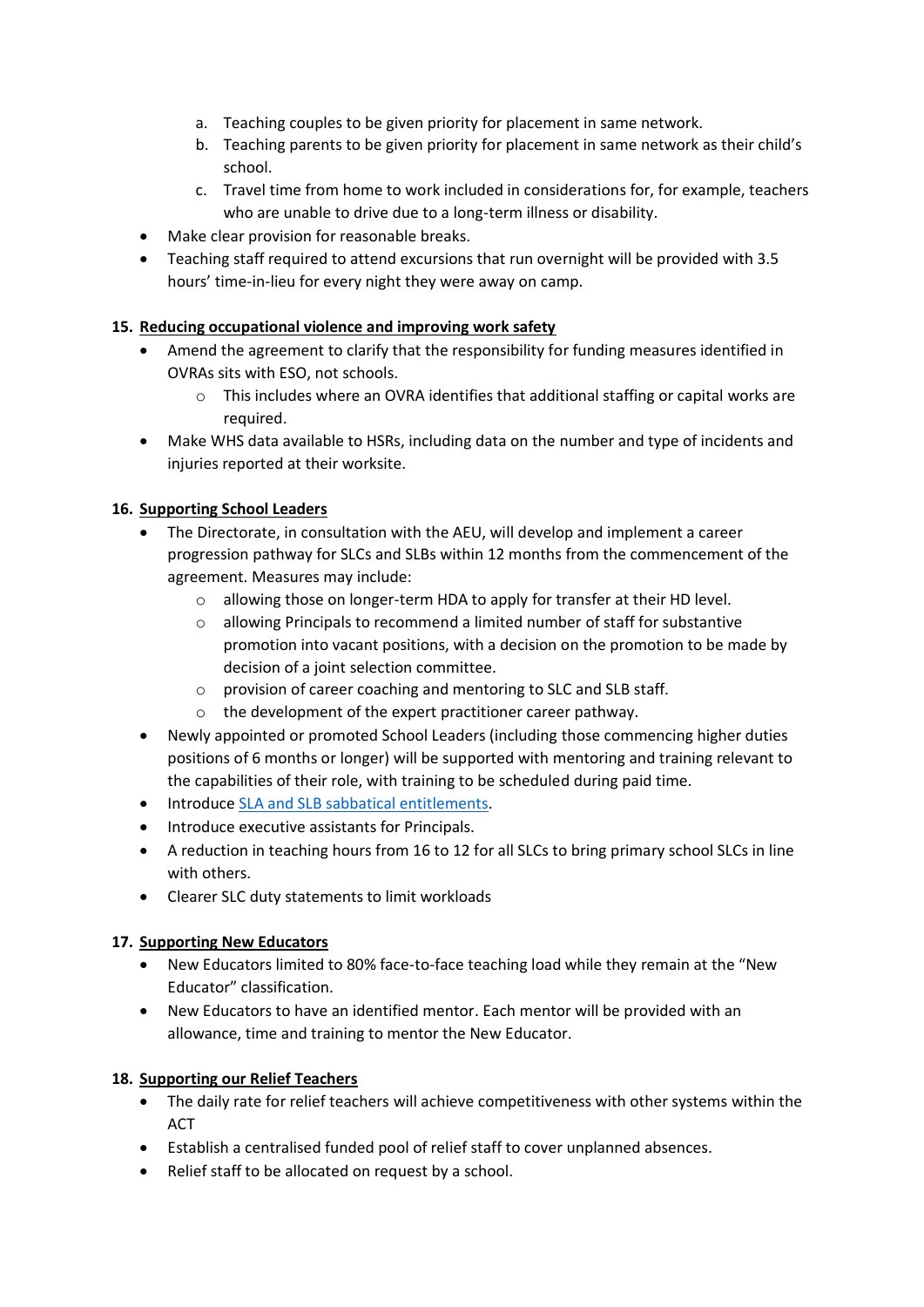a. Teaching couples to be given priority for placement in same network.
   b. Teaching parents to be given priority for placement in same network as their child's school.
   c. Travel time from home to work included in considerations for, for example, teachers who are unable to drive due to a long-term illness or disability.
- Make clear provision for reasonable breaks.
- Teaching staff required to attend excursions that run overnight will be provided with 3.5 hours' time-in-lieu for every night they were away on camp.

15. **<u>Reducing occupational violence and improving work safety</u>**
    - Amend the agreement to clarify that the responsibility for funding measures identified in OVRAs sits with ESO, not schools.
        - This includes where an OVRA identifies that additional staffing or capital works are required.
    - Make WHS data available to HSRs, including data on the number and type of incidents and injuries reported at their worksite.

16. **<u>Supporting School Leaders</u>**
    - The Directorate, in consultation with the AEU, will develop and implement a career progression pathway for SLCs and SLBs within 12 months from the commencement of the agreement. Measures may include:
        - allowing those on longer-term HDA to apply for transfer at their HD level.
        - allowing Principals to recommend a limited number of staff for substantive promotion into vacant positions, with a decision on the promotion to be made by decision of a joint selection committee.
        - provision of career coaching and mentoring to SLC and SLB staff.
        - the development of the expert practitioner career pathway.
    - Newly appointed or promoted School Leaders (including those commencing higher duties positions of 6 months or longer) will be supported with mentoring and training relevant to the capabilities of their role, with training to be scheduled during paid time.
    - Introduce [SLA and SLB sabbatical entitlements](#).
    - Introduce executive assistants for Principals.
    - A reduction in teaching hours from 16 to 12 for all SLCs to bring primary school SLCs in line with others.
    - Clearer SLC duty statements to limit workloads

17. **<u>Supporting New Educators</u>**
    - New Educators limited to 80% face-to-face teaching load while they remain at the "New Educator" classification.
    - New Educators to have an identified mentor. Each mentor will be provided with an allowance, time and training to mentor the New Educator.

18. **<u>Supporting our Relief Teachers</u>**
    - The daily rate for relief teachers will achieve competitiveness with other systems within the ACT
    - Establish a centralised funded pool of relief staff to cover unplanned absences.
    - Relief staff to be allocated on request by a school.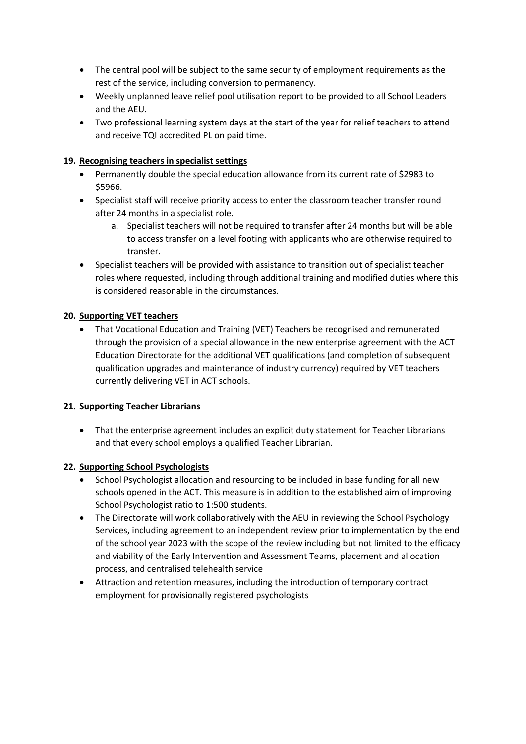- The central pool will be subject to the same security of employment requirements as the rest of the service, including conversion to permanency.
- Weekly unplanned leave relief pool utilisation report to be provided to all School Leaders and the AEU.
- Two professional learning system days at the start of the year for relief teachers to attend and receive TQI accredited PL on paid time.

**19. <u>Recognising teachers in specialist settings</u>**

- Permanently double the special education allowance from its current rate of $2983 to $5966.
- Specialist staff will receive priority access to enter the classroom teacher transfer round after 24 months in a specialist role.
    a. Specialist teachers will not be required to transfer after 24 months but will be able to access transfer on a level footing with applicants who are otherwise required to transfer.
- Specialist teachers will be provided with assistance to transition out of specialist teacher roles where requested, including through additional training and modified duties where this is considered reasonable in the circumstances.

**20. <u>Supporting VET teachers</u>**

- That Vocational Education and Training (VET) Teachers be recognised and remunerated through the provision of a special allowance in the new enterprise agreement with the ACT Education Directorate for the additional VET qualifications (and completion of subsequent qualification upgrades and maintenance of industry currency) required by VET teachers currently delivering VET in ACT schools.

**21. <u>Supporting Teacher Librarians</u>**

- That the enterprise agreement includes an explicit duty statement for Teacher Librarians and that every school employs a qualified Teacher Librarian.

**22. <u>Supporting School Psychologists</u>**

- School Psychologist allocation and resourcing to be included in base funding for all new schools opened in the ACT. This measure is in addition to the established aim of improving School Psychologist ratio to 1:500 students.
- The Directorate will work collaboratively with the AEU in reviewing the School Psychology Services, including agreement to an independent review prior to implementation by the end of the school year 2023 with the scope of the review including but not limited to the efficacy and viability of the Early Intervention and Assessment Teams, placement and allocation process, and centralised telehealth service
- Attraction and retention measures, including the introduction of temporary contract employment for provisionally registered psychologists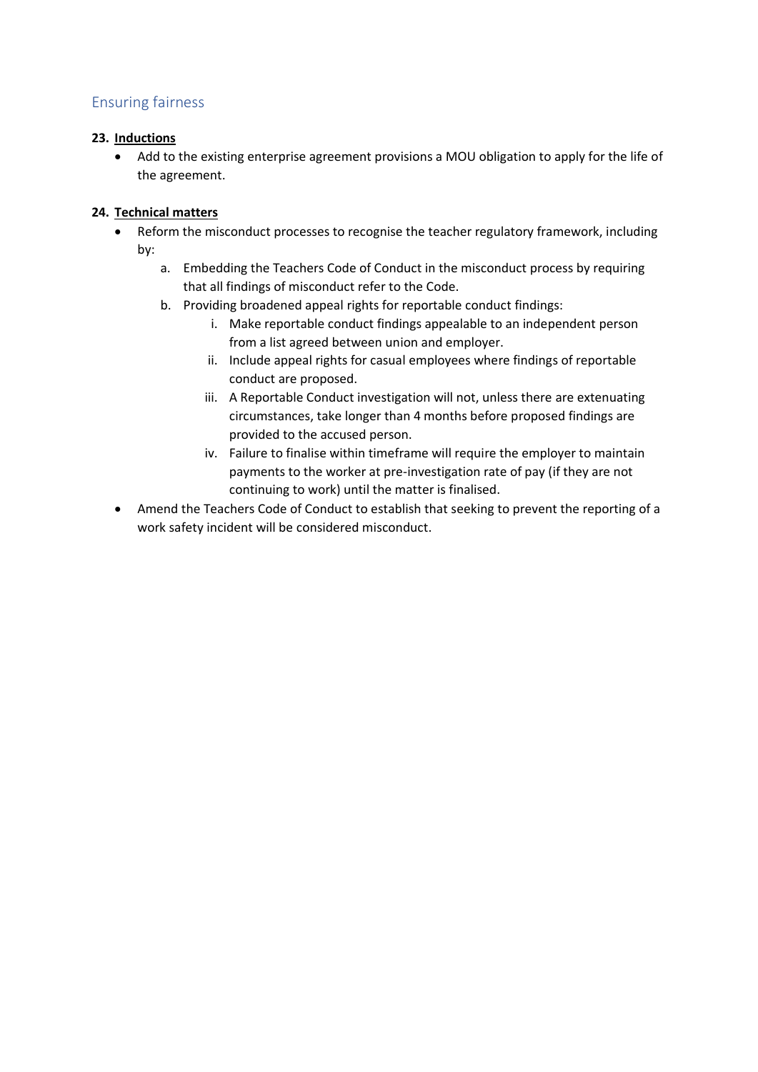## Ensuring fairness

**23. <u>Inductions</u>**

- Add to the existing enterprise agreement provisions a MOU obligation to apply for the life of the agreement.

**24. <u>Technical matters</u>**

- Reform the misconduct processes to recognise the teacher regulatory framework, including by:
    a. Embedding the Teachers Code of Conduct in the misconduct process by requiring that all findings of misconduct refer to the Code.
    b. Providing broadened appeal rights for reportable conduct findings:
        i. Make reportable conduct findings appealable to an independent person from a list agreed between union and employer.
        ii. Include appeal rights for casual employees where findings of reportable conduct are proposed.
        iii. A Reportable Conduct investigation will not, unless there are extenuating circumstances, take longer than 4 months before proposed findings are provided to the accused person.
        iv. Failure to finalise within timeframe will require the employer to maintain payments to the worker at pre-investigation rate of pay (if they are not continuing to work) until the matter is finalised.
- Amend the Teachers Code of Conduct to establish that seeking to prevent the reporting of a work safety incident will be considered misconduct.